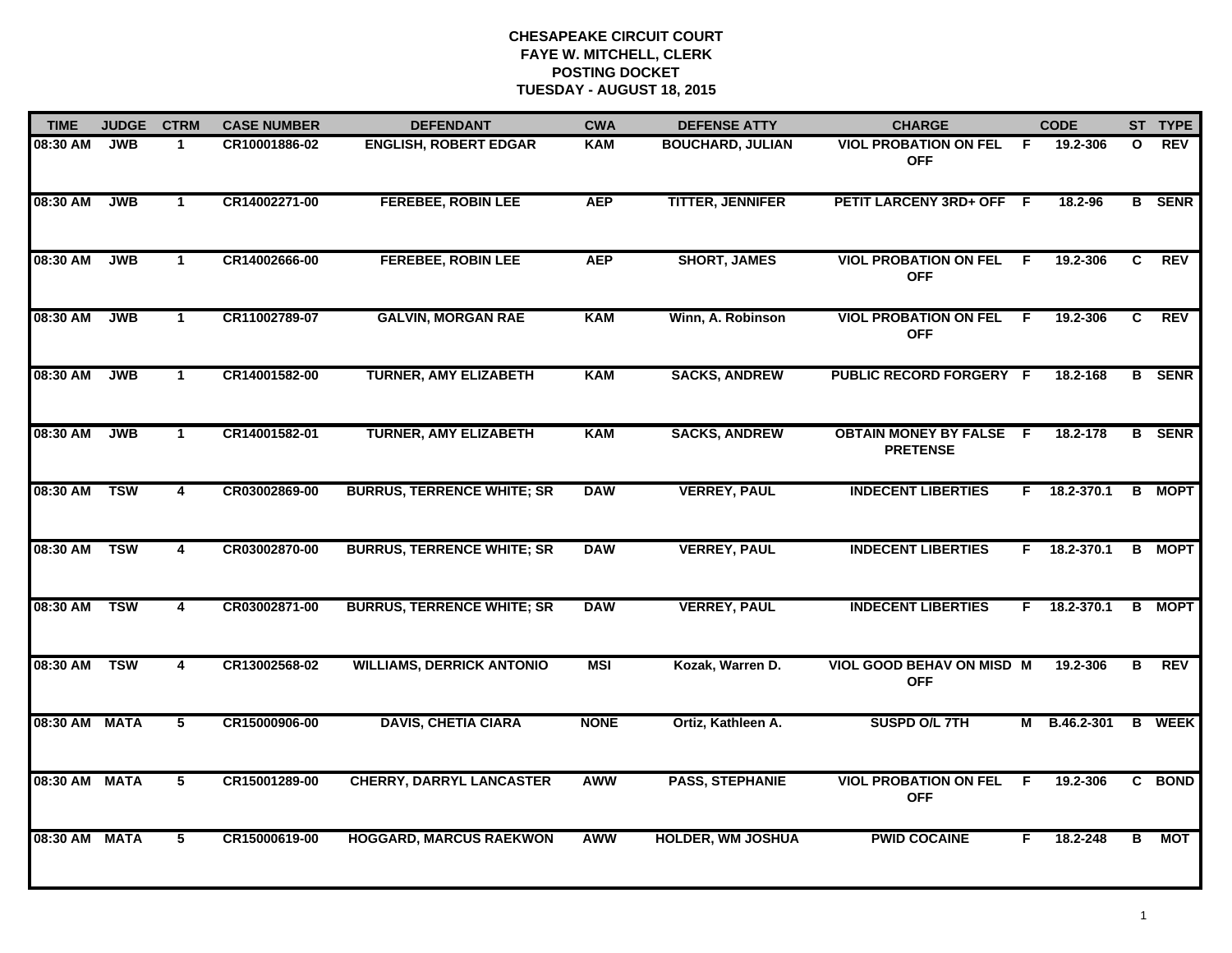# CHESAPEAKE CIRCUIT COURT
## FAYE W. MITCHELL, CLERK
## POSTING DOCKET
## TUESDAY - AUGUST 18, 2015

| TIME | JUDGE | CTRM | CASE NUMBER | DEFENDANT | CWA | DEFENSE ATTY | CHARGE | | CODE | ST | TYPE |
|---|---|---|---|---|---|---|---|---|---|---|---|
| 08:30 AM | JWB | 1 | CR10001886-02 | ENGLISH, ROBERT EDGAR | KAM | BOUCHARD, JULIAN | VIOL PROBATION ON FEL OFF | F | 19.2-306 | O | REV |
| 08:30 AM | JWB | 1 | CR14002271-00 | FEREBEE, ROBIN LEE | AEP | TITTER, JENNIFER | PETIT LARCENY 3RD+ OFF | F | 18.2-96 | B | SENR |
| 08:30 AM | JWB | 1 | CR14002666-00 | FEREBEE, ROBIN LEE | AEP | SHORT, JAMES | VIOL PROBATION ON FEL OFF | F | 19.2-306 | C | REV |
| 08:30 AM | JWB | 1 | CR11002789-07 | GALVIN, MORGAN RAE | KAM | Winn, A. Robinson | VIOL PROBATION ON FEL OFF | F | 19.2-306 | C | REV |
| 08:30 AM | JWB | 1 | CR14001582-00 | TURNER, AMY ELIZABETH | KAM | SACKS, ANDREW | PUBLIC RECORD FORGERY | F | 18.2-168 | B | SENR |
| 08:30 AM | JWB | 1 | CR14001582-01 | TURNER, AMY ELIZABETH | KAM | SACKS, ANDREW | OBTAIN MONEY BY FALSE PRETENSE | F | 18.2-178 | B | SENR |
| 08:30 AM | TSW | 4 | CR03002869-00 | BURRUS, TERRENCE WHITE; SR | DAW | VERREY, PAUL | INDECENT LIBERTIES | F | 18.2-370.1 | B | MOPT |
| 08:30 AM | TSW | 4 | CR03002870-00 | BURRUS, TERRENCE WHITE; SR | DAW | VERREY, PAUL | INDECENT LIBERTIES | F | 18.2-370.1 | B | MOPT |
| 08:30 AM | TSW | 4 | CR03002871-00 | BURRUS, TERRENCE WHITE; SR | DAW | VERREY, PAUL | INDECENT LIBERTIES | F | 18.2-370.1 | B | MOPT |
| 08:30 AM | TSW | 4 | CR13002568-02 | WILLIAMS, DERRICK ANTONIO | MSI | Kozak, Warren D. | VIOL GOOD BEHAV ON MISD OFF | M | 19.2-306 | B | REV |
| 08:30 AM | MATA | 5 | CR15000906-00 | DAVIS, CHETIA CIARA | NONE | Ortiz, Kathleen A. | SUSPD O/L 7TH | M | B.46.2-301 | B | WEEK |
| 08:30 AM | MATA | 5 | CR15001289-00 | CHERRY, DARRYL LANCASTER | AWW | PASS, STEPHANIE | VIOL PROBATION ON FEL OFF | F | 19.2-306 | C | BOND |
| 08:30 AM | MATA | 5 | CR15000619-00 | HOGGARD, MARCUS RAEKWON | AWW | HOLDER, WM JOSHUA | PWID COCAINE | F | 18.2-248 | B | MOT |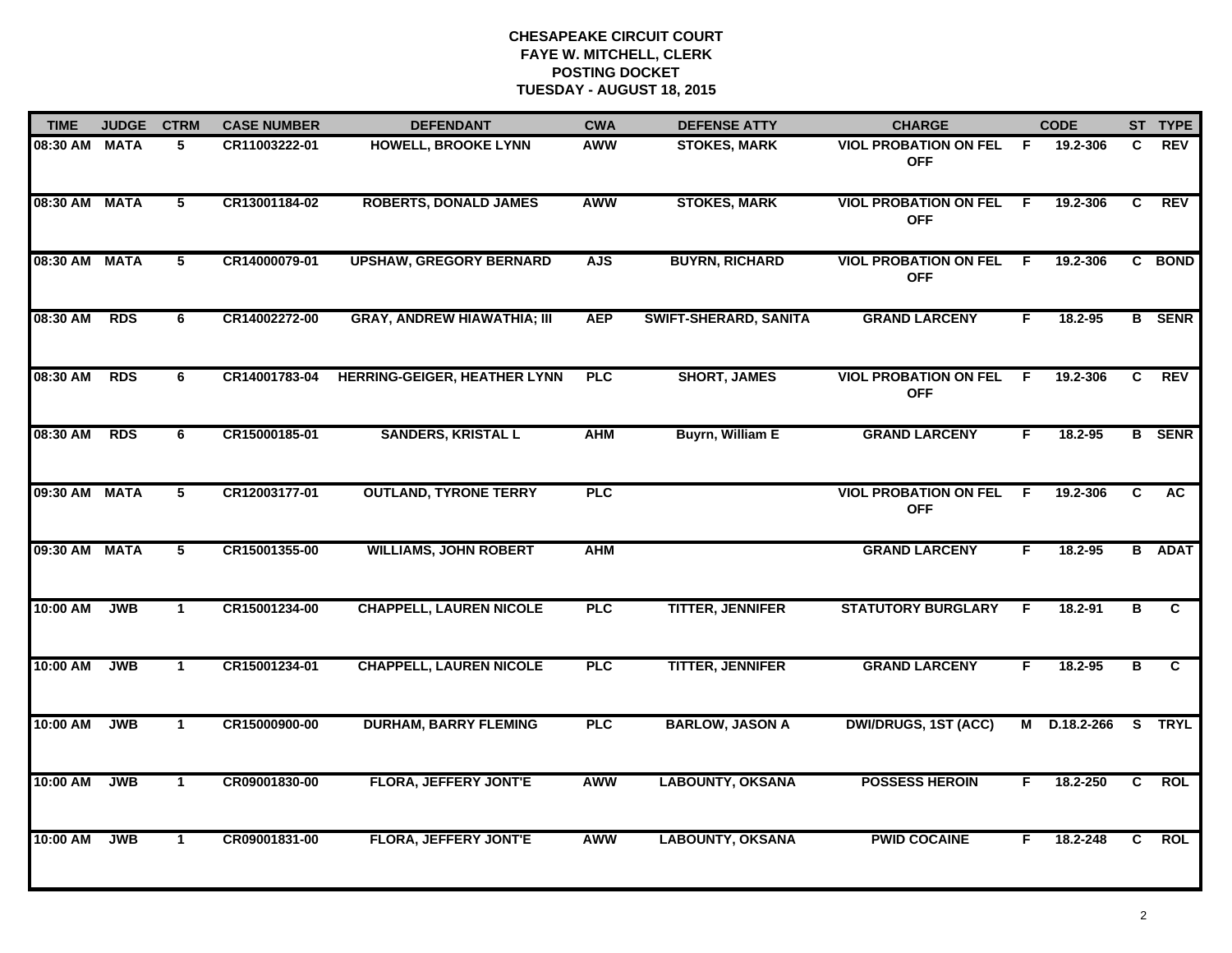**CHESAPEAKE CIRCUIT COURT**
**FAYE W. MITCHELL, CLERK**
**POSTING DOCKET**
**TUESDAY - AUGUST 18, 2015**

| TIME | JUDGE | CTRM | CASE NUMBER | DEFENDANT | CWA | DEFENSE ATTY | CHARGE | | CODE | ST | TYPE |
|---|---|---|---|---|---|---|---|---|---|---|---|
| 08:30 AM | MATA | 5 | CR11003222-01 | HOWELL, BROOKE LYNN | AWW | STOKES, MARK | VIOL PROBATION ON FEL OFF | F | 19.2-306 | C | REV |
| 08:30 AM | MATA | 5 | CR13001184-02 | ROBERTS, DONALD JAMES | AWW | STOKES, MARK | VIOL PROBATION ON FEL OFF | F | 19.2-306 | C | REV |
| 08:30 AM | MATA | 5 | CR14000079-01 | UPSHAW, GREGORY BERNARD | AJS | BUYRN, RICHARD | VIOL PROBATION ON FEL OFF | F | 19.2-306 | C | BOND |
| 08:30 AM | RDS | 6 | CR14002272-00 | GRAY, ANDREW HIAWATHIA; III | AEP | SWIFT-SHERARD, SANITA | GRAND LARCENY | F | 18.2-95 | B | SENR |
| 08:30 AM | RDS | 6 | CR14001783-04 | HERRING-GEIGER, HEATHER LYNN | PLC | SHORT, JAMES | VIOL PROBATION ON FEL OFF | F | 19.2-306 | C | REV |
| 08:30 AM | RDS | 6 | CR15000185-01 | SANDERS, KRISTAL L | AHM | Buyrn, William E | GRAND LARCENY | F | 18.2-95 | B | SENR |
| 09:30 AM | MATA | 5 | CR12003177-01 | OUTLAND, TYRONE TERRY | PLC | | VIOL PROBATION ON FEL OFF | F | 19.2-306 | C | AC |
| 09:30 AM | MATA | 5 | CR15001355-00 | WILLIAMS, JOHN ROBERT | AHM | | GRAND LARCENY | F | 18.2-95 | B | ADAT |
| 10:00 AM | JWB | 1 | CR15001234-00 | CHAPPELL, LAUREN NICOLE | PLC | TITTER, JENNIFER | STATUTORY BURGLARY | F | 18.2-91 | B | C |
| 10:00 AM | JWB | 1 | CR15001234-01 | CHAPPELL, LAUREN NICOLE | PLC | TITTER, JENNIFER | GRAND LARCENY | F | 18.2-95 | B | C |
| 10:00 AM | JWB | 1 | CR15000900-00 | DURHAM, BARRY FLEMING | PLC | BARLOW, JASON A | DWI/DRUGS, 1ST (ACC) | M | D.18.2-266 | S | TRYL |
| 10:00 AM | JWB | 1 | CR09001830-00 | FLORA, JEFFERY JONT'E | AWW | LABOUNTY, OKSANA | POSSESS HEROIN | F | 18.2-250 | C | ROL |
| 10:00 AM | JWB | 1 | CR09001831-00 | FLORA, JEFFERY JONT'E | AWW | LABOUNTY, OKSANA | PWID COCAINE | F | 18.2-248 | C | ROL |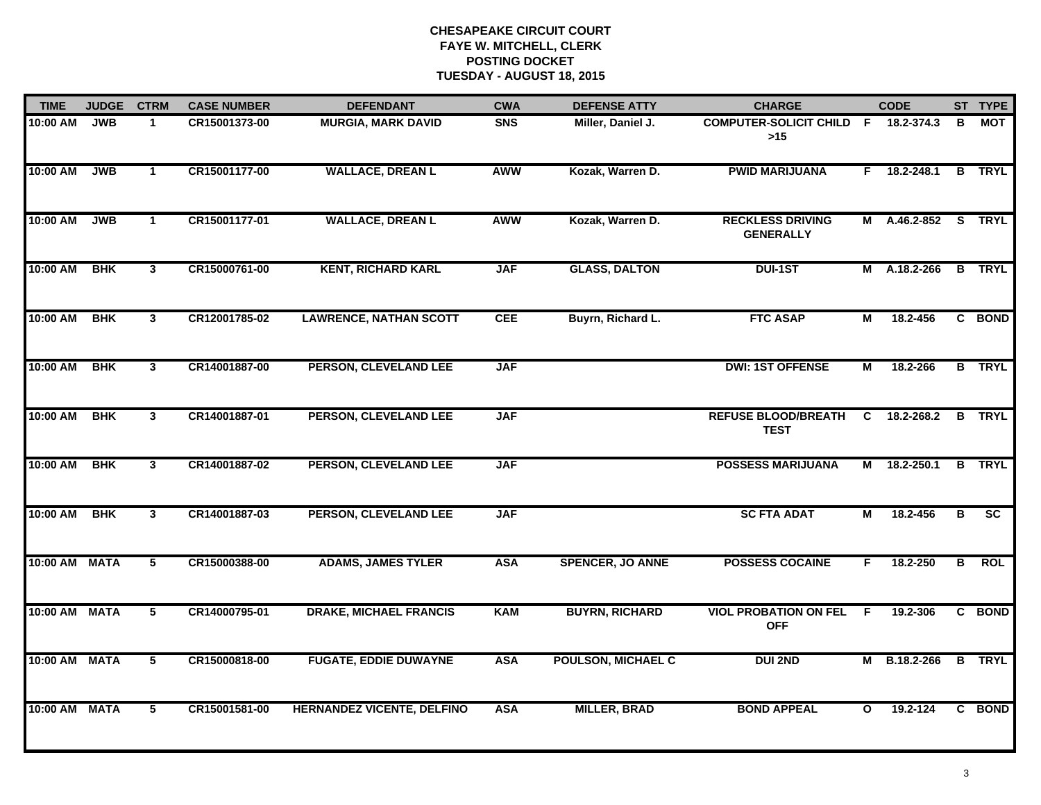**CHESAPEAKE CIRCUIT COURT**
**FAYE W. MITCHELL, CLERK**
**POSTING DOCKET**
**TUESDAY - AUGUST 18, 2015**

| TIME | JUDGE | CTRM | CASE NUMBER | DEFENDANT | CWA | DEFENSE ATTY | CHARGE | | CODE | ST | TYPE |
|---|---|---|---|---|---|---|---|---|---|---|---|
| 10:00 AM | JWB | 1 | CR15001373-00 | MURGIA, MARK DAVID | SNS | Miller, Daniel J. | COMPUTER-SOLICIT CHILD >15 | F | 18.2-374.3 | B | MOT |
| 10:00 AM | JWB | 1 | CR15001177-00 | WALLACE, DREAN L | AWW | Kozak, Warren D. | PWID MARIJUANA | F | 18.2-248.1 | B | TRYL |
| 10:00 AM | JWB | 1 | CR15001177-01 | WALLACE, DREAN L | AWW | Kozak, Warren D. | RECKLESS DRIVING GENERALLY | M | A.46.2-852 | S | TRYL |
| 10:00 AM | BHK | 3 | CR15000761-00 | KENT, RICHARD KARL | JAF | GLASS, DALTON | DUI-1ST | M | A.18.2-266 | B | TRYL |
| 10:00 AM | BHK | 3 | CR12001785-02 | LAWRENCE, NATHAN SCOTT | CEE | Buyrn, Richard L. | FTC ASAP | M | 18.2-456 | C | BOND |
| 10:00 AM | BHK | 3 | CR14001887-00 | PERSON, CLEVELAND LEE | JAF | | DWI: 1ST OFFENSE | M | 18.2-266 | B | TRYL |
| 10:00 AM | BHK | 3 | CR14001887-01 | PERSON, CLEVELAND LEE | JAF | | REFUSE BLOOD/BREATH TEST | C | 18.2-268.2 | B | TRYL |
| 10:00 AM | BHK | 3 | CR14001887-02 | PERSON, CLEVELAND LEE | JAF | | POSSESS MARIJUANA | M | 18.2-250.1 | B | TRYL |
| 10:00 AM | BHK | 3 | CR14001887-03 | PERSON, CLEVELAND LEE | JAF | | SC FTA ADAT | M | 18.2-456 | B | SC |
| 10:00 AM | MATA | 5 | CR15000388-00 | ADAMS, JAMES TYLER | ASA | SPENCER, JO ANNE | POSSESS COCAINE | F | 18.2-250 | B | ROL |
| 10:00 AM | MATA | 5 | CR14000795-01 | DRAKE, MICHAEL FRANCIS | KAM | BUYRN, RICHARD | VIOL PROBATION ON FEL OFF | F | 19.2-306 | C | BOND |
| 10:00 AM | MATA | 5 | CR15000818-00 | FUGATE, EDDIE DUWAYNE | ASA | POULSON, MICHAEL C | DUI 2ND | M | B.18.2-266 | B | TRYL |
| 10:00 AM | MATA | 5 | CR15001581-00 | HERNANDEZ VICENTE, DELFINO | ASA | MILLER, BRAD | BOND APPEAL | O | 19.2-124 | C | BOND |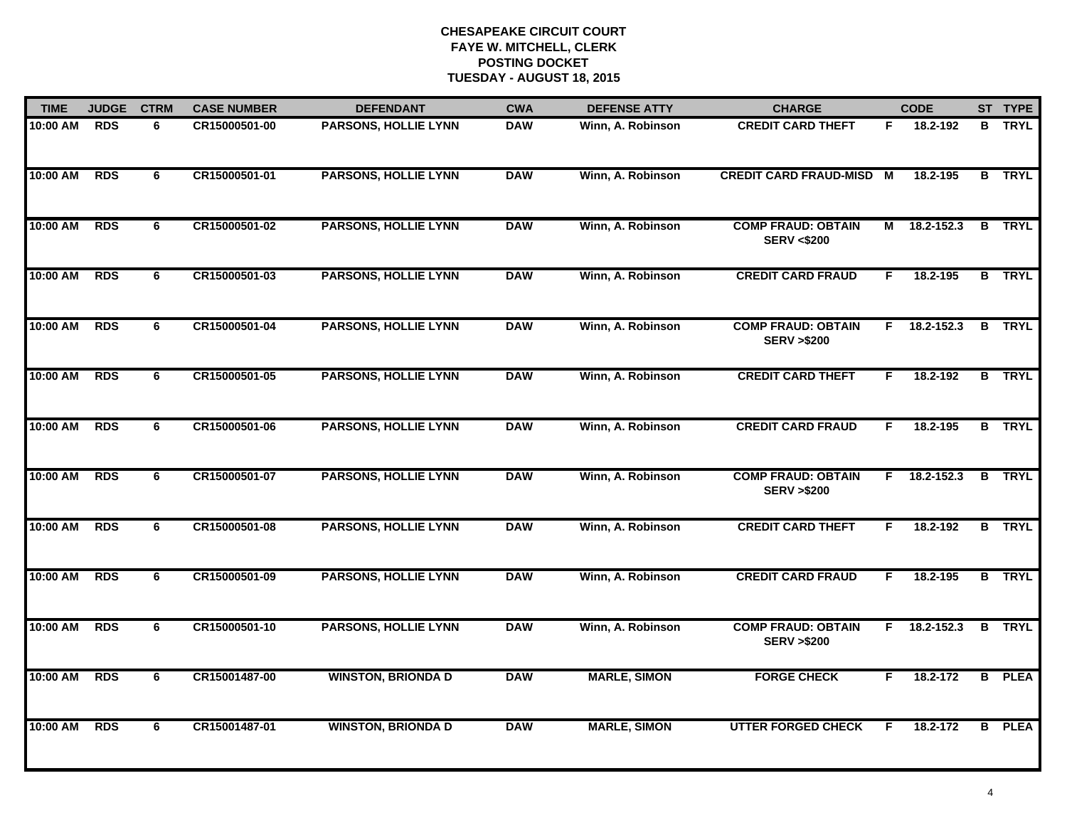**CHESAPEAKE CIRCUIT COURT**
**FAYE W. MITCHELL, CLERK**
**POSTING DOCKET**
**TUESDAY - AUGUST 18, 2015**

| TIME | JUDGE | CTRM | CASE NUMBER | DEFENDANT | CWA | DEFENSE ATTY | CHARGE | | CODE | ST | TYPE |
|---|---|---|---|---|---|---|---|---|---|---|---|
| 10:00 AM | RDS | 6 | CR15000501-00 | PARSONS, HOLLIE LYNN | DAW | Winn, A. Robinson | CREDIT CARD THEFT | F | 18.2-192 | B | TRYL |
| 10:00 AM | RDS | 6 | CR15000501-01 | PARSONS, HOLLIE LYNN | DAW | Winn, A. Robinson | CREDIT CARD FRAUD-MISD | M | 18.2-195 | B | TRYL |
| 10:00 AM | RDS | 6 | CR15000501-02 | PARSONS, HOLLIE LYNN | DAW | Winn, A. Robinson | COMP FRAUD: OBTAIN SERV <$200 | M | 18.2-152.3 | B | TRYL |
| 10:00 AM | RDS | 6 | CR15000501-03 | PARSONS, HOLLIE LYNN | DAW | Winn, A. Robinson | CREDIT CARD FRAUD | F | 18.2-195 | B | TRYL |
| 10:00 AM | RDS | 6 | CR15000501-04 | PARSONS, HOLLIE LYNN | DAW | Winn, A. Robinson | COMP FRAUD: OBTAIN SERV >$200 | F | 18.2-152.3 | B | TRYL |
| 10:00 AM | RDS | 6 | CR15000501-05 | PARSONS, HOLLIE LYNN | DAW | Winn, A. Robinson | CREDIT CARD THEFT | F | 18.2-192 | B | TRYL |
| 10:00 AM | RDS | 6 | CR15000501-06 | PARSONS, HOLLIE LYNN | DAW | Winn, A. Robinson | CREDIT CARD FRAUD | F | 18.2-195 | B | TRYL |
| 10:00 AM | RDS | 6 | CR15000501-07 | PARSONS, HOLLIE LYNN | DAW | Winn, A. Robinson | COMP FRAUD: OBTAIN SERV >$200 | F | 18.2-152.3 | B | TRYL |
| 10:00 AM | RDS | 6 | CR15000501-08 | PARSONS, HOLLIE LYNN | DAW | Winn, A. Robinson | CREDIT CARD THEFT | F | 18.2-192 | B | TRYL |
| 10:00 AM | RDS | 6 | CR15000501-09 | PARSONS, HOLLIE LYNN | DAW | Winn, A. Robinson | CREDIT CARD FRAUD | F | 18.2-195 | B | TRYL |
| 10:00 AM | RDS | 6 | CR15000501-10 | PARSONS, HOLLIE LYNN | DAW | Winn, A. Robinson | COMP FRAUD: OBTAIN SERV >$200 | F | 18.2-152.3 | B | TRYL |
| 10:00 AM | RDS | 6 | CR15001487-00 | WINSTON, BRIONDA D | DAW | MARLE, SIMON | FORGE CHECK | F | 18.2-172 | B | PLEA |
| 10:00 AM | RDS | 6 | CR15001487-01 | WINSTON, BRIONDA D | DAW | MARLE, SIMON | UTTER FORGED CHECK | F | 18.2-172 | B | PLEA |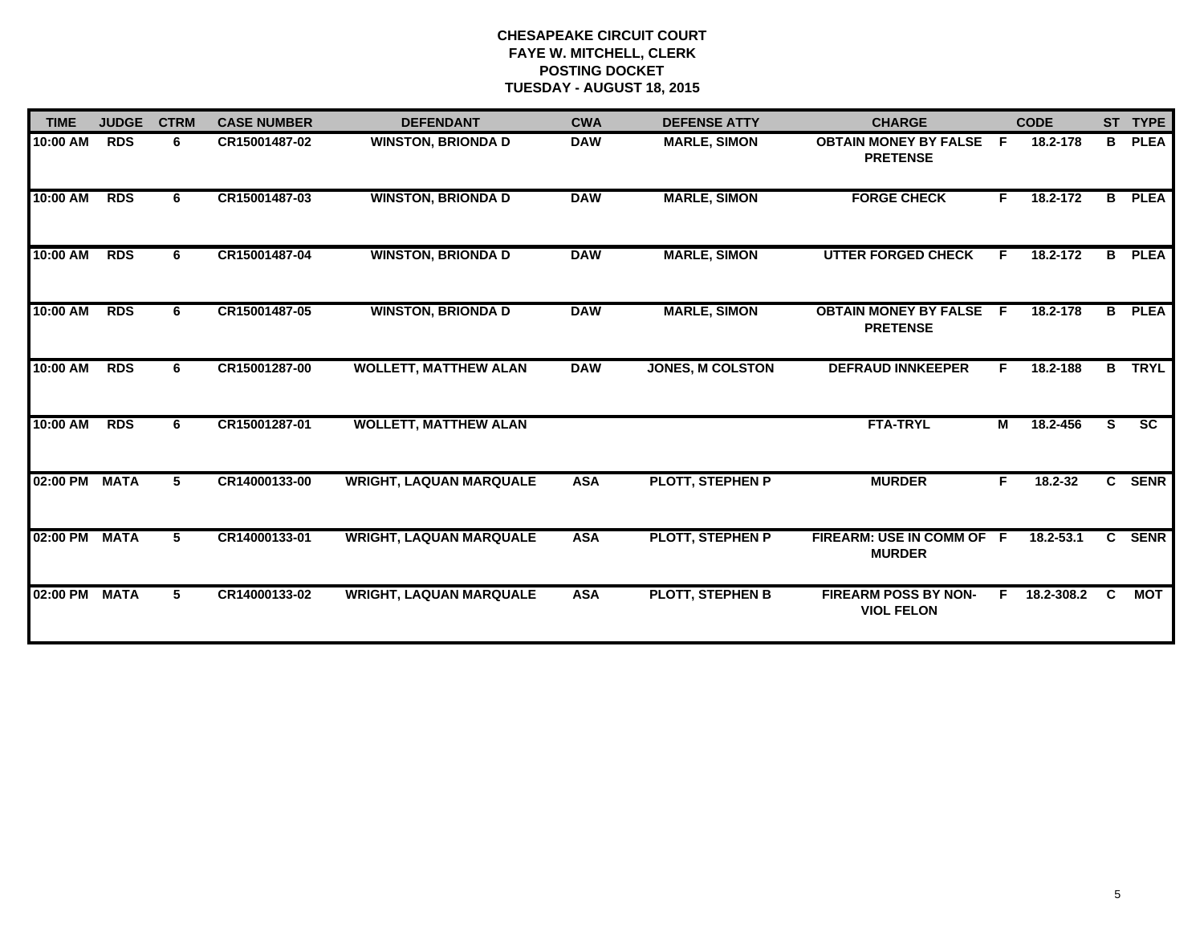**CHESAPEAKE CIRCUIT COURT**
**FAYE W. MITCHELL, CLERK**
**POSTING DOCKET**
**TUESDAY - AUGUST 18, 2015**

| TIME | JUDGE | CTRM | CASE NUMBER | DEFENDANT | CWA | DEFENSE ATTY | CHARGE | | CODE | ST | TYPE |
|---|---|---|---|---|---|---|---|---|---|---|---|
| 10:00 AM | RDS | 6 | CR15001487-02 | WINSTON, BRIONDA D | DAW | MARLE, SIMON | OBTAIN MONEY BY FALSE PRETENSE | F | 18.2-178 | B | PLEA |
| 10:00 AM | RDS | 6 | CR15001487-03 | WINSTON, BRIONDA D | DAW | MARLE, SIMON | FORGE CHECK | F | 18.2-172 | B | PLEA |
| 10:00 AM | RDS | 6 | CR15001487-04 | WINSTON, BRIONDA D | DAW | MARLE, SIMON | UTTER FORGED CHECK | F | 18.2-172 | B | PLEA |
| 10:00 AM | RDS | 6 | CR15001487-05 | WINSTON, BRIONDA D | DAW | MARLE, SIMON | OBTAIN MONEY BY FALSE PRETENSE | F | 18.2-178 | B | PLEA |
| 10:00 AM | RDS | 6 | CR15001287-00 | WOLLETT, MATTHEW ALAN | DAW | JONES, M COLSTON | DEFRAUD INNKEEPER | F | 18.2-188 | B | TRYL |
| 10:00 AM | RDS | 6 | CR15001287-01 | WOLLETT, MATTHEW ALAN | | | FTA-TRYL | M | 18.2-456 | S | SC |
| 02:00 PM | MATA | 5 | CR14000133-00 | WRIGHT, LAQUAN MARQUALE | ASA | PLOTT, STEPHEN P | MURDER | F | 18.2-32 | C | SENR |
| 02:00 PM | MATA | 5 | CR14000133-01 | WRIGHT, LAQUAN MARQUALE | ASA | PLOTT, STEPHEN P | FIREARM: USE IN COMM OF MURDER | F | 18.2-53.1 | C | SENR |
| 02:00 PM | MATA | 5 | CR14000133-02 | WRIGHT, LAQUAN MARQUALE | ASA | PLOTT, STEPHEN B | FIREARM POSS BY NON-VIOL FELON | F | 18.2-308.2 | C | MOT |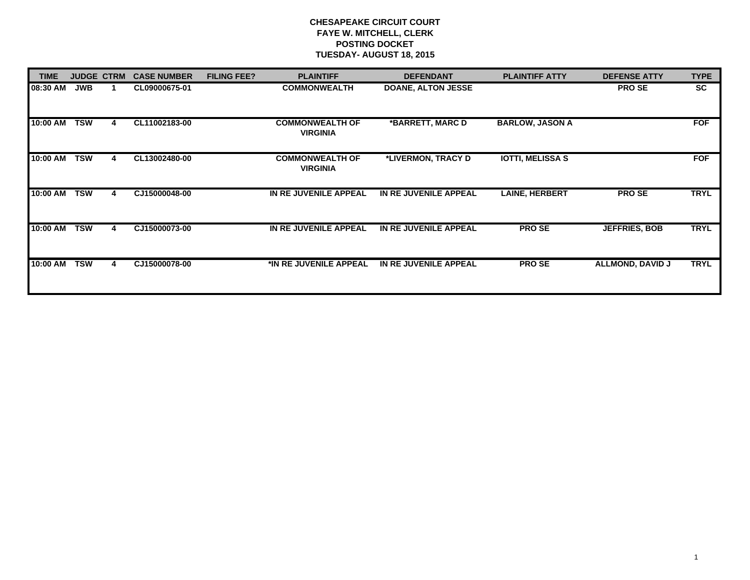**CHESAPEAKE CIRCUIT COURT**
**FAYE W. MITCHELL, CLERK**
**POSTING DOCKET**
**TUESDAY- AUGUST 18, 2015**

| TIME | JUDGE | CTRM | CASE NUMBER | FILING FEE? | PLAINTIFF | DEFENDANT | PLAINTIFF ATTY | DEFENSE ATTY | TYPE |
|---|---|---|---|---|---|---|---|---|---|
| 08:30 AM | JWB | 1 | CL09000675-01 | | COMMONWEALTH | DOANE, ALTON JESSE | | PRO SE | SC |
| 10:00 AM | TSW | 4 | CL11002183-00 | | COMMONWEALTH OF VIRGINIA | *BARRETT, MARC D | BARLOW, JASON A | | FOF |
| 10:00 AM | TSW | 4 | CL13002480-00 | | COMMONWEALTH OF VIRGINIA | *LIVERMON, TRACY D | IOTTI, MELISSA S | | FOF |
| 10:00 AM | TSW | 4 | CJ15000048-00 | | IN RE JUVENILE APPEAL | IN RE JUVENILE APPEAL | LAINE, HERBERT | PRO SE | TRYL |
| 10:00 AM | TSW | 4 | CJ15000073-00 | | IN RE JUVENILE APPEAL | IN RE JUVENILE APPEAL | PRO SE | JEFFRIES, BOB | TRYL |
| 10:00 AM | TSW | 4 | CJ15000078-00 | | *IN RE JUVENILE APPEAL | IN RE JUVENILE APPEAL | PRO SE | ALLMOND, DAVID J | TRYL |